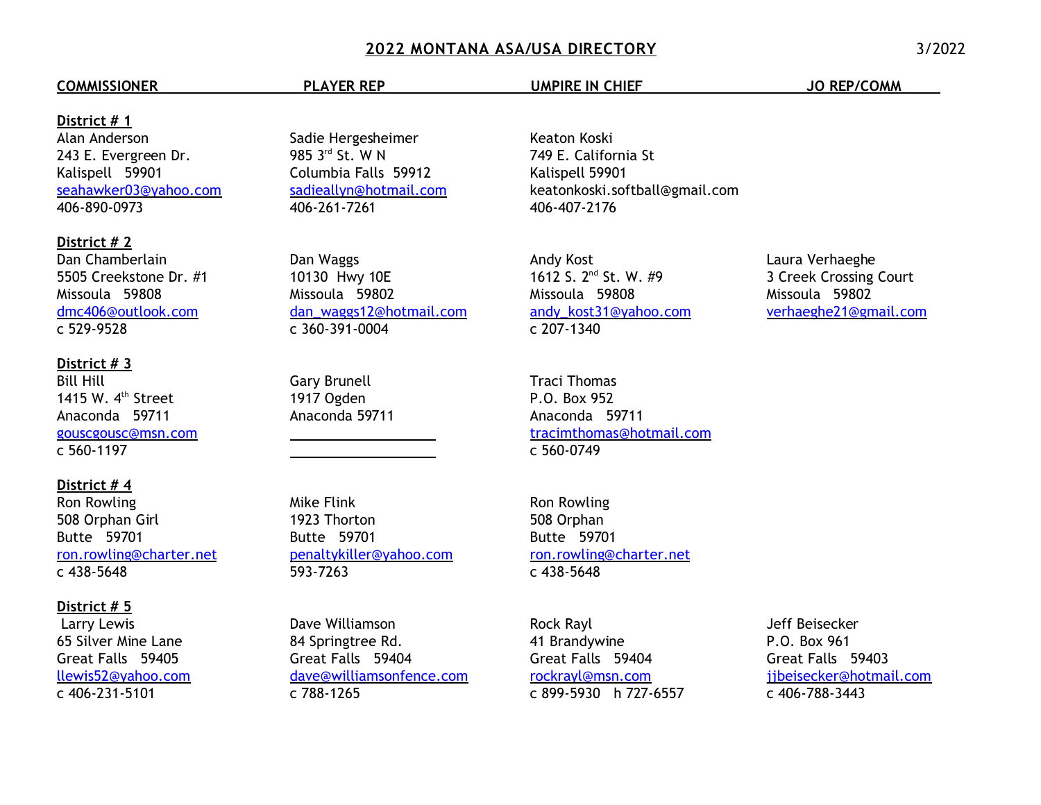# 2022 MONTANA ASA/USA DIRECTORY

3/2022

| COMMISSIONER | PLAYER REP | UMPIRE IN CHIEF | JO REP/COMM |
| --- | --- | --- | --- |
| **District # 1** | | | |
| Alan Anderson<br>243 E. Evergreen Dr.<br>Kalispell 59901<br>seahawker03@yahoo.com<br>406-890-0973 | Sadie Hergesheimer<br>985 3rd St. W N<br>Columbia Falls 59912<br>sadieallyn@hotmail.com<br>406-261-7261 | Keaton Koski<br>749 E. California St<br>Kalispell 59901<br>keatonkoski.softball@gmail.com<br>406-407-2176 | |
| **District # 2** | | | |
| Dan Chamberlain<br>5505 Creekstone Dr. #1<br>Missoula 59808<br>dmc406@outlook.com<br>c 529-9528 | Dan Waggs<br>10130 Hwy 10E<br>Missoula 59802<br>dan_waggs12@hotmail.com<br>c 360-391-0004 | Andy Kost<br>1612 S. 2nd St. W. #9<br>Missoula 59808<br>andy_kost31@yahoo.com<br>c 207-1340 | Laura Verhaeghe<br>3 Creek Crossing Court<br>Missoula 59802<br>verhaeghe21@gmail.com |
| **District # 3** | | | |
| Bill Hill<br>1415 W. 4th Street<br>Anaconda 59711<br>gouscgousc@msn.com<br>c 560-1197 | Gary Brunell<br>1917 Ogden<br>Anaconda 59711<br>\_\_\_\_\_\_\_\_\_\_\_\_\_\_\_\_\_\_<br>\_\_\_\_\_\_\_\_\_\_\_\_\_\_\_\_\_\_ | Traci Thomas<br>P.O. Box 952<br>Anaconda 59711<br>tracimthomas@hotmail.com<br>c 560-0749 | |
| **District # 4** | | | |
| Ron Rowling<br>508 Orphan Girl<br>Butte 59701<br>ron.rowling@charter.net<br>c 438-5648 | Mike Flink<br>1923 Thorton<br>Butte 59701<br>penaltykiller@yahoo.com<br>593-7263 | Ron Rowling<br>508 Orphan<br>Butte 59701<br>ron.rowling@charter.net<br>c 438-5648 | |
| **District # 5** | | | |
| Larry Lewis<br>65 Silver Mine Lane<br>Great Falls 59405<br>llewis52@yahoo.com<br>c 406-231-5101 | Dave Williamson<br>84 Springtree Rd.<br>Great Falls 59404<br>dave@williamsonfence.com<br>c 788-1265 | Rock Rayl<br>41 Brandywine<br>Great Falls 59404<br>rockrayl@msn.com<br>c 899-5930 h 727-6557 | Jeff Beisecker<br>P.O. Box 961<br>Great Falls 59403<br>jjbeisecker@hotmail.com<br>c 406-788-3443 |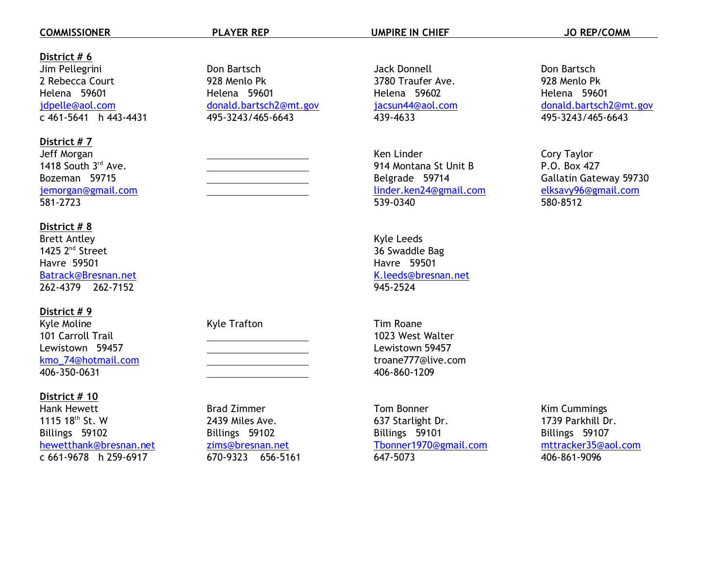| COMMISSIONER | PLAYER REP | UMPIRE IN CHIEF | JO REP/COMM |
|---|---|---|---|
| **District # 6** | | | |
| Jim Pellegrini | Don Bartsch | Jack Donnell | Don Bartsch |
| 2 Rebecca Court | 928 Menlo Pk | 3780 Traufer Ave. | 928 Menlo Pk |
| Helena 59601 | Helena 59601 | Helena 59602 | Helena 59601 |
| jdpelle@aol.com | donald.bartsch2@mt.gov | jacsun44@aol.com | donald.bartsch2@mt.gov |
| c 461-5641 h 443-4431 | 495-3243/465-6643 | 439-4633 | 495-3243/465-6643 |
| **District # 7** | | | |
| Jeff Morgan | ____________________ | Ken Linder | Cory Taylor |
| 1418 South 3rd Ave. | ____________________ | 914 Montana St Unit B | P.O. Box 427 |
| Bozeman 59715 | ____________________ | Belgrade 59714 | Gallatin Gateway 59730 |
| jemorgan@gmail.com | ____________________ | linder.ken24@gmail.com | elksavy96@gmail.com |
| 581-2723 | | 539-0340 | 580-8512 |
| **District # 8** | | | |
| Brett Antley | | Kyle Leeds | |
| 1425 2nd Street | | 36 Swaddle Bag | |
| Havre 59501 | | Havre 59501 | |
| Batrack@Bresnan.net | | K.leeds@bresnan.net | |
| 262-4379 262-7152 | | 945-2524 | |
| **District # 9** | | | |
| Kyle Moline | Kyle Trafton | Tim Roane | |
| 101 Carroll Trail | ____________________ | 1023 West Walter | |
| Lewistown 59457 | ____________________ | Lewistown 59457 | |
| kmo_74@hotmail.com | ____________________ | troane777@live.com | |
| 406-350-0631 | ____________________ | 406-860-1209 | |
| **District # 10** | | | |
| Hank Hewett | Brad Zimmer | Tom Bonner | Kim Cummings |
| 1115 18th St. W | 2439 Miles Ave. | 637 Starlight Dr. | 1739 Parkhill Dr. |
| Billings 59102 | Billings 59102 | Billings 59101 | Billings 59107 |
| hewetthank@bresnan.net | zims@bresnan.net | Tbonner1970@gmail.com | mttracker35@aol.com |
| c 661-9678 h 259-6917 | 670-9323 656-5161 | 647-5073 | 406-861-9096 |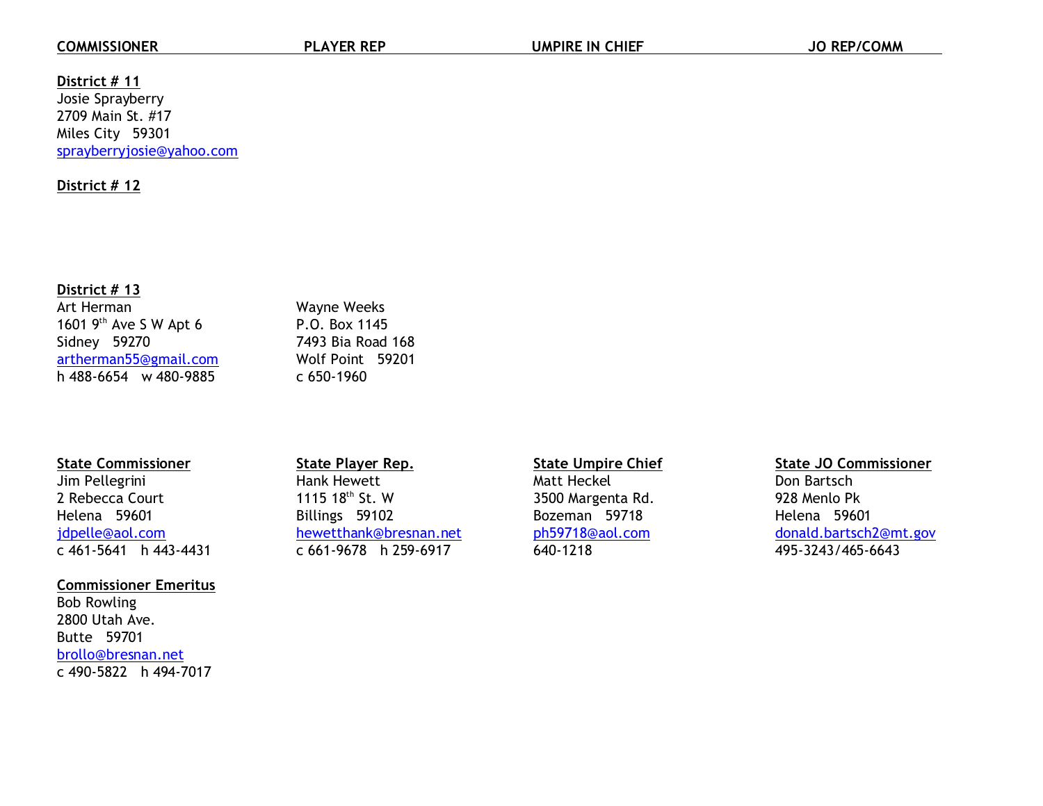| COMMISSIONER | PLAYER REP | UMPIRE IN CHIEF | JO REP/COMM |
|---|---|---|---|
| **District # 11**<br>Josie Sprayberry<br>2709 Main St. #17<br>Miles City 59301<br>sprayberryjosie@yahoo.com | | | |
| **District # 12** | | | |
| **District # 13**<br>Art Herman<br>1601 9th Ave S W Apt 6<br>Sidney 59270<br>artherman55@gmail.com<br>h 488-6654 w 480-9885 | Wayne Weeks<br>P.O. Box 1145<br>7493 Bia Road 168<br>Wolf Point 59201<br>c 650-1960 | | |
| **State Commissioner**<br>Jim Pellegrini<br>2 Rebecca Court<br>Helena 59601<br>jdpelle@aol.com<br>c 461-5641 h 443-4431 | **State Player Rep.**<br>Hank Hewett<br>1115 18th St. W<br>Billings 59102<br>hewetthank@bresnan.net<br>c 661-9678 h 259-6917 | **State Umpire Chief**<br>Matt Heckel<br>3500 Margenta Rd.<br>Bozeman 59718<br>ph59718@aol.com<br>640-1218 | **State JO Commissioner**<br>Don Bartsch<br>928 Menlo Pk<br>Helena 59601<br>donald.bartsch2@mt.gov<br>495-3243/465-6643 |
| **Commissioner Emeritus**<br>Bob Rowling<br>2800 Utah Ave.<br>Butte 59701<br>brollo@bresnan.net<br>c 490-5822 h 494-7017 | | | |